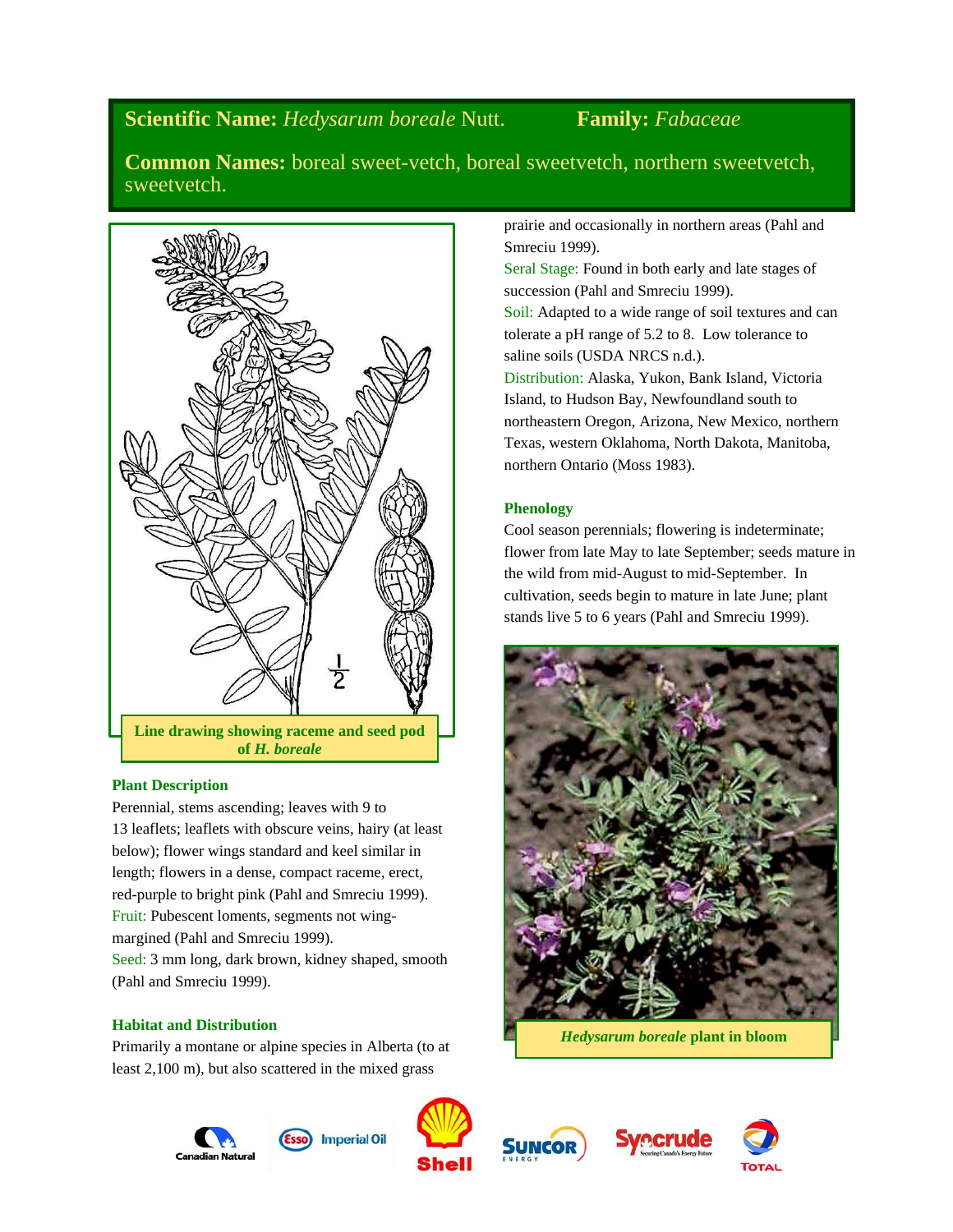**Scientific Name:** *Hedysarum boreale* Nutt. **Family:** *Fabaceae*

**Common Names:** boreal sweet-vetch, boreal sweetvetch, northern sweetvetch, sweetvetch.

**Line drawing showing raceme and seed pod of *H. boreale***

### Plant Description

Perennial, stems ascending; leaves with 9 to 13 leaflets; leaflets with obscure veins, hairy (at least below); flower wings standard and keel similar in length; flowers in a dense, compact raceme, erect, red-purple to bright pink (Pahl and Smreciu 1999).

Fruit: Pubescent loments, segments not wing-margined (Pahl and Smreciu 1999).

Seed: 3 mm long, dark brown, kidney shaped, smooth (Pahl and Smreciu 1999).

### Habitat and Distribution

Primarily a montane or alpine species in Alberta (to at least 2,100 m), but also scattered in the mixed grass prairie and occasionally in northern areas (Pahl and Smreciu 1999).

Seral Stage: Found in both early and late stages of succession (Pahl and Smreciu 1999).

Soil: Adapted to a wide range of soil textures and can tolerate a pH range of 5.2 to 8. Low tolerance to saline soils (USDA NRCS n.d.).

Distribution: Alaska, Yukon, Bank Island, Victoria Island, to Hudson Bay, Newfoundland south to northeastern Oregon, Arizona, New Mexico, northern Texas, western Oklahoma, North Dakota, Manitoba, northern Ontario (Moss 1983).

### Phenology

Cool season perennials; flowering is indeterminate; flower from late May to late September; seeds mature in the wild from mid-August to mid-September. In cultivation, seeds begin to mature in late June; plant stands live 5 to 6 years (Pahl and Smreciu 1999).

***Hedysarum boreale* plant in bloom**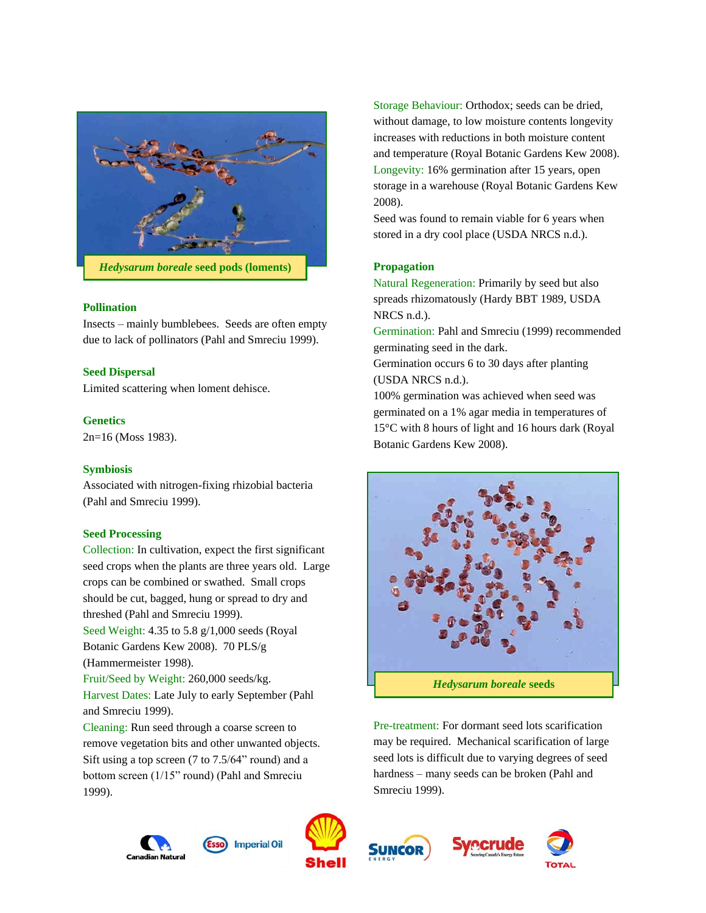*Hedysarum boreale* seed pods (loments)

### Pollination

Insects – mainly bumblebees. Seeds are often empty due to lack of pollinators (Pahl and Smreciu 1999).

### Seed Dispersal

Limited scattering when loment dehisce.

### Genetics

2n=16 (Moss 1983).

### Symbiosis

Associated with nitrogen-fixing rhizobial bacteria (Pahl and Smreciu 1999).

### Seed Processing

Collection: In cultivation, expect the first significant seed crops when the plants are three years old. Large crops can be combined or swathed. Small crops should be cut, bagged, hung or spread to dry and threshed (Pahl and Smreciu 1999).
Seed Weight: 4.35 to 5.8 g/1,000 seeds (Royal Botanic Gardens Kew 2008). 70 PLS/g (Hammermeister 1998).
Fruit/Seed by Weight: 260,000 seeds/kg.
Harvest Dates: Late July to early September (Pahl and Smreciu 1999).
Cleaning: Run seed through a coarse screen to remove vegetation bits and other unwanted objects. Sift using a top screen (7 to 7.5/64" round) and a bottom screen (1/15" round) (Pahl and Smreciu 1999).
Storage Behaviour: Orthodox; seeds can be dried, without damage, to low moisture contents longevity increases with reductions in both moisture content and temperature (Royal Botanic Gardens Kew 2008).
Longevity: 16% germination after 15 years, open storage in a warehouse (Royal Botanic Gardens Kew 2008).
Seed was found to remain viable for 6 years when stored in a dry cool place (USDA NRCS n.d.).

### Propagation

Natural Regeneration: Primarily by seed but also spreads rhizomatously (Hardy BBT 1989, USDA NRCS n.d.).
Germination: Pahl and Smreciu (1999) recommended germinating seed in the dark.
Germination occurs 6 to 30 days after planting (USDA NRCS n.d.).
100% germination was achieved when seed was germinated on a 1% agar media in temperatures of 15°C with 8 hours of light and 16 hours dark (Royal Botanic Gardens Kew 2008).

*Hedysarum boreale* seeds

Pre-treatment: For dormant seed lots scarification may be required. Mechanical scarification of large seed lots is difficult due to varying degrees of seed hardness – many seeds can be broken (Pahl and Smreciu 1999).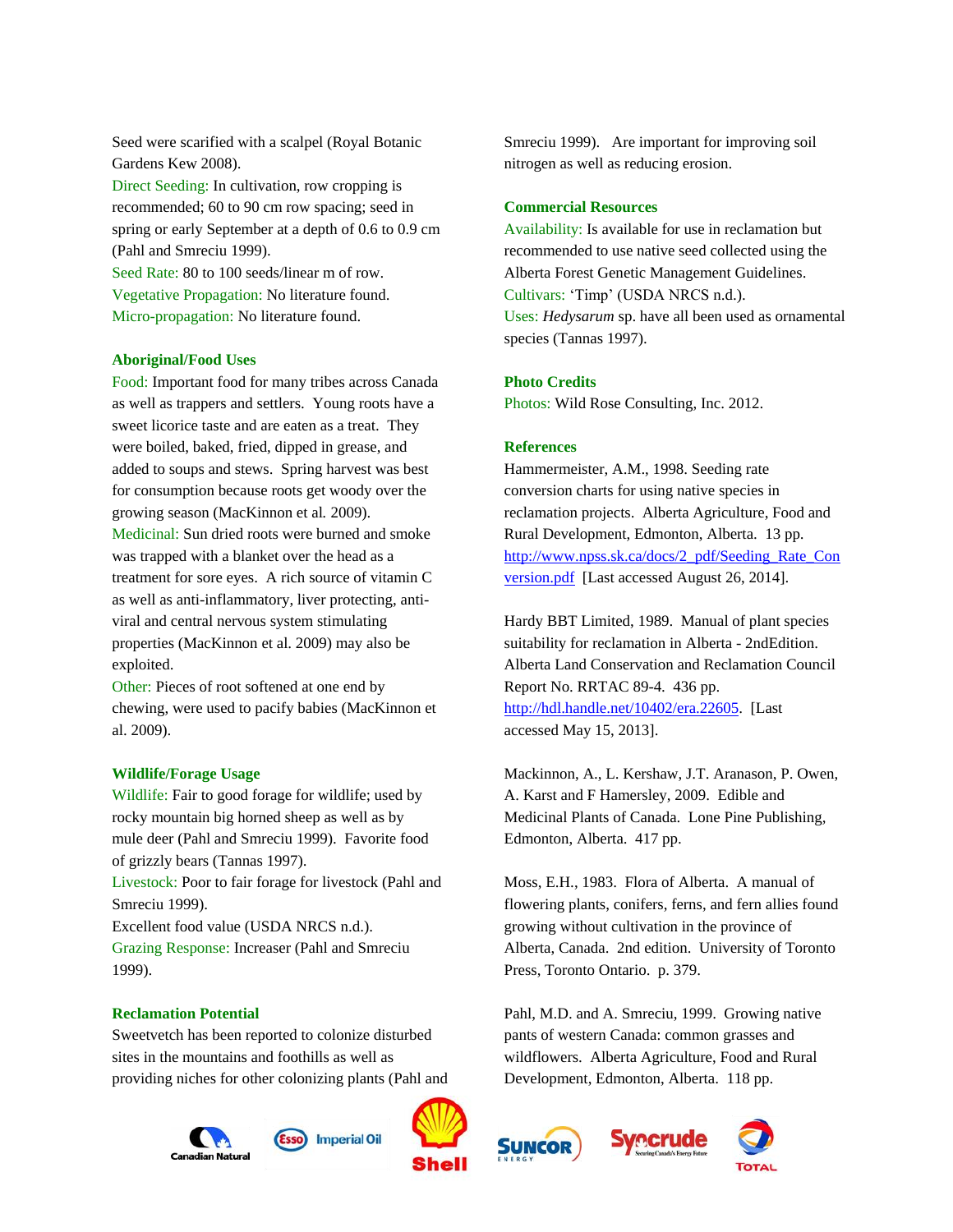Seed were scarified with a scalpel (Royal Botanic Gardens Kew 2008).
Direct Seeding: In cultivation, row cropping is recommended; 60 to 90 cm row spacing; seed in spring or early September at a depth of 0.6 to 0.9 cm (Pahl and Smreciu 1999).
Seed Rate: 80 to 100 seeds/linear m of row.
Vegetative Propagation: No literature found.
Micro-propagation: No literature found.

**Aboriginal/Food Uses**

Food: Important food for many tribes across Canada as well as trappers and settlers. Young roots have a sweet licorice taste and are eaten as a treat. They were boiled, baked, fried, dipped in grease, and added to soups and stews. Spring harvest was best for consumption because roots get woody over the growing season (MacKinnon et al. 2009).
Medicinal: Sun dried roots were burned and smoke was trapped with a blanket over the head as a treatment for sore eyes. A rich source of vitamin C as well as anti-inflammatory, liver protecting, anti-viral and central nervous system stimulating properties (MacKinnon et al. 2009) may also be exploited.
Other: Pieces of root softened at one end by chewing, were used to pacify babies (MacKinnon et al. 2009).

**Wildlife/Forage Usage**

Wildlife: Fair to good forage for wildlife; used by rocky mountain big horned sheep as well as by mule deer (Pahl and Smreciu 1999). Favorite food of grizzly bears (Tannas 1997).
Livestock: Poor to fair forage for livestock (Pahl and Smreciu 1999).
Excellent food value (USDA NRCS n.d.).
Grazing Response: Increaser (Pahl and Smreciu 1999).

**Reclamation Potential**

Sweetvetch has been reported to colonize disturbed sites in the mountains and foothills as well as providing niches for other colonizing plants (Pahl and Smreciu 1999). Are important for improving soil nitrogen as well as reducing erosion.

**Commercial Resources**

Availability: Is available for use in reclamation but recommended to use native seed collected using the Alberta Forest Genetic Management Guidelines.
Cultivars: 'Timp' (USDA NRCS n.d.).
Uses: *Hedysarum* sp. have all been used as ornamental species (Tannas 1997).

**Photo Credits**

Photos: Wild Rose Consulting, Inc. 2012.

**References**

Hammermeister, A.M., 1998. Seeding rate conversion charts for using native species in reclamation projects. Alberta Agriculture, Food and Rural Development, Edmonton, Alberta. 13 pp. http://www.npss.sk.ca/docs/2_pdf/Seeding_Rate_Conversion.pdf [Last accessed August 26, 2014].

Hardy BBT Limited, 1989. Manual of plant species suitability for reclamation in Alberta - 2ndEdition. Alberta Land Conservation and Reclamation Council Report No. RRTAC 89-4. 436 pp. http://hdl.handle.net/10402/era.22605. [Last accessed May 15, 2013].

Mackinnon, A., L. Kershaw, J.T. Aranason, P. Owen, A. Karst and F Hamersley, 2009. Edible and Medicinal Plants of Canada. Lone Pine Publishing, Edmonton, Alberta. 417 pp.

Moss, E.H., 1983. Flora of Alberta. A manual of flowering plants, conifers, ferns, and fern allies found growing without cultivation in the province of Alberta, Canada. 2nd edition. University of Toronto Press, Toronto Ontario. p. 379.

Pahl, M.D. and A. Smreciu, 1999. Growing native pants of western Canada: common grasses and wildflowers. Alberta Agriculture, Food and Rural Development, Edmonton, Alberta. 118 pp.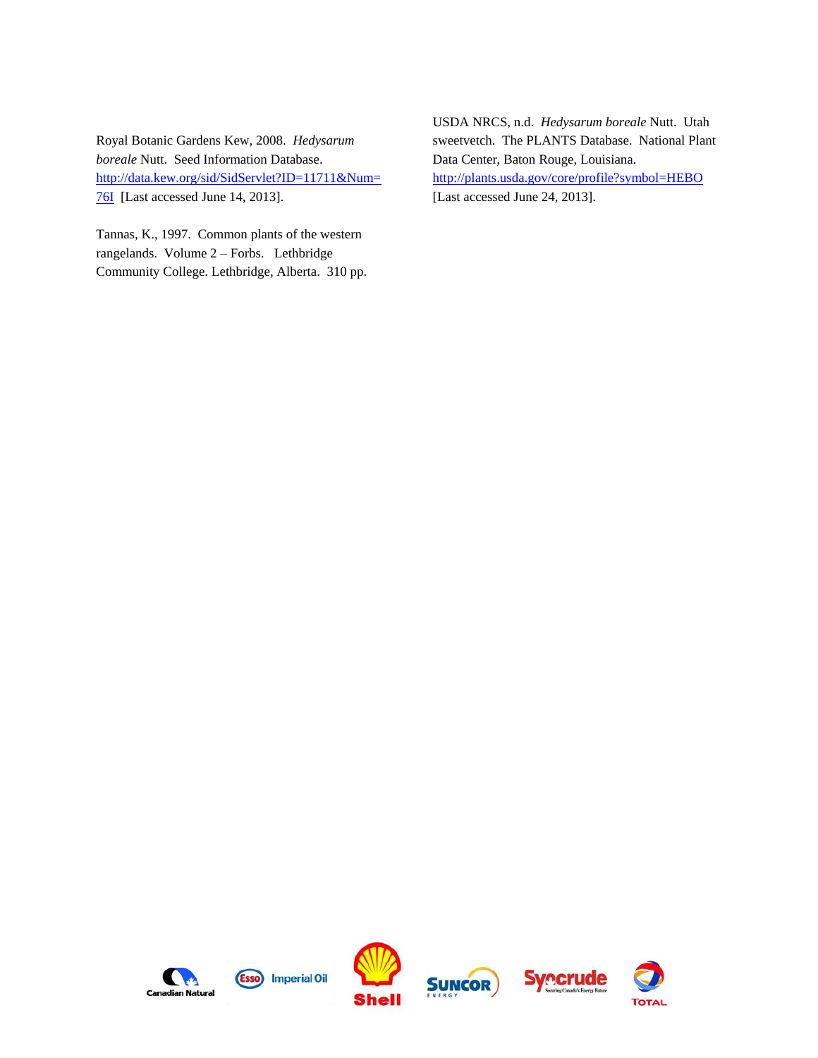Royal Botanic Gardens Kew, 2008. *Hedysarum boreale* Nutt. Seed Information Database. http://data.kew.org/sid/SidServlet?ID=11711&Num=76I [Last accessed June 14, 2013].

Tannas, K., 1997. Common plants of the western rangelands. Volume 2 – Forbs. Lethbridge Community College. Lethbridge, Alberta. 310 pp.

USDA NRCS, n.d. *Hedysarum boreale* Nutt. Utah sweetvetch. The PLANTS Database. National Plant Data Center, Baton Rouge, Louisiana. http://plants.usda.gov/core/profile?symbol=HEBO [Last accessed June 24, 2013].